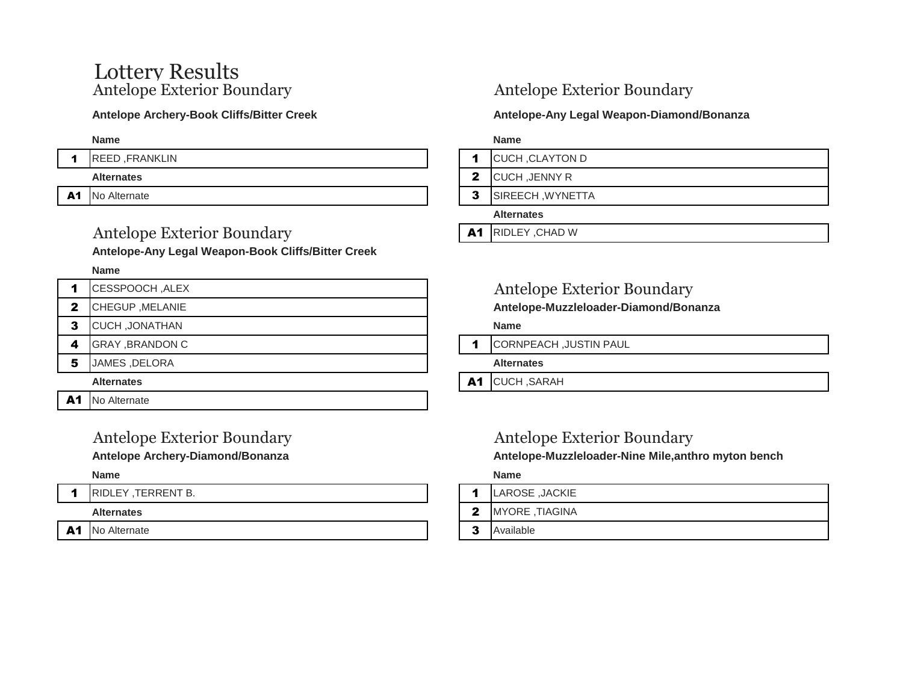# Lottery Results

## Antelope Exterior Boundary

**Antelope Archery-Book Cliffs/Bitter Creek**

| | Name |
|---|---|
| 1 | REED ,FRANKLIN |
| | **Alternates** |
| A1 | No Alternate |

## Antelope Exterior Boundary

**Antelope-Any Legal Weapon-Book Cliffs/Bitter Creek**

| | Name |
|---|---|
| 1 | CESSPOOCH ,ALEX |
| 2 | CHEGUP ,MELANIE |
| 3 | CUCH ,JONATHAN |
| 4 | GRAY ,BRANDON C |
| 5 | JAMES ,DELORA |
| | **Alternates** |
| A1 | No Alternate |

## Antelope Exterior Boundary

**Antelope Archery-Diamond/Bonanza**

| | Name |
|---|---|
| 1 | RIDLEY ,TERRENT B. |
| | **Alternates** |
| A1 | No Alternate |

## Antelope Exterior Boundary

**Antelope-Any Legal Weapon-Diamond/Bonanza**

| | Name |
|---|---|
| 1 | CUCH ,CLAYTON D |
| 2 | CUCH ,JENNY R |
| 3 | SIREECH ,WYNETTA |
| | **Alternates** |
| A1 | RIDLEY ,CHAD W |

## Antelope Exterior Boundary

**Antelope-Muzzleloader-Diamond/Bonanza**

| | Name |
|---|---|
| 1 | CORNPEACH ,JUSTIN PAUL |
| | **Alternates** |
| A1 | CUCH ,SARAH |

## Antelope Exterior Boundary

**Antelope-Muzzleloader-Nine Mile,anthro myton bench**

| | Name |
|---|---|
| 1 | LAROSE ,JACKIE |
| 2 | MYORE ,TIAGINA |
| 3 | Available |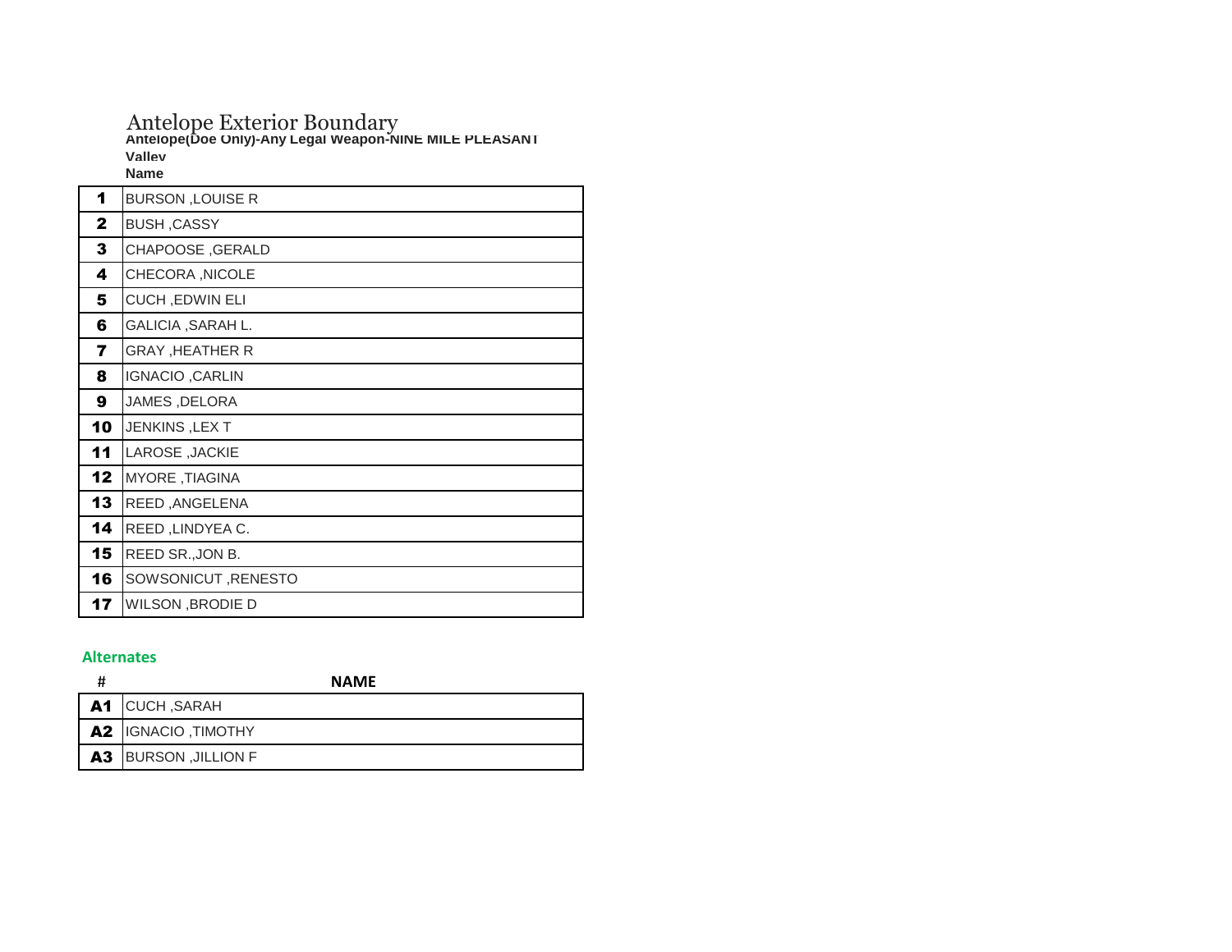# Antelope Exterior Boundary

**Antelope(Doe Only)-Any Legal Weapon-NINE MILE PLEASANT Valley**

| # | Name |
|---|---|
| **1** | BURSON ,LOUISE R |
| **2** | BUSH ,CASSY |
| **3** | CHAPOOSE ,GERALD |
| **4** | CHECORA ,NICOLE |
| **5** | CUCH ,EDWIN ELI |
| **6** | GALICIA ,SARAH L. |
| **7** | GRAY ,HEATHER R |
| **8** | IGNACIO ,CARLIN |
| **9** | JAMES ,DELORA |
| **10** | JENKINS ,LEX T |
| **11** | LAROSE ,JACKIE |
| **12** | MYORE ,TIAGINA |
| **13** | REED ,ANGELENA |
| **14** | REED ,LINDYEA C. |
| **15** | REED SR.,JON B. |
| **16** | SOWSONICUT ,RENESTO |
| **17** | WILSON ,BRODIE D |

**Alternates**

| # | NAME |
|---|---|
| **A1** | CUCH ,SARAH |
| **A2** | IGNACIO ,TIMOTHY |
| **A3** | BURSON ,JILLION F |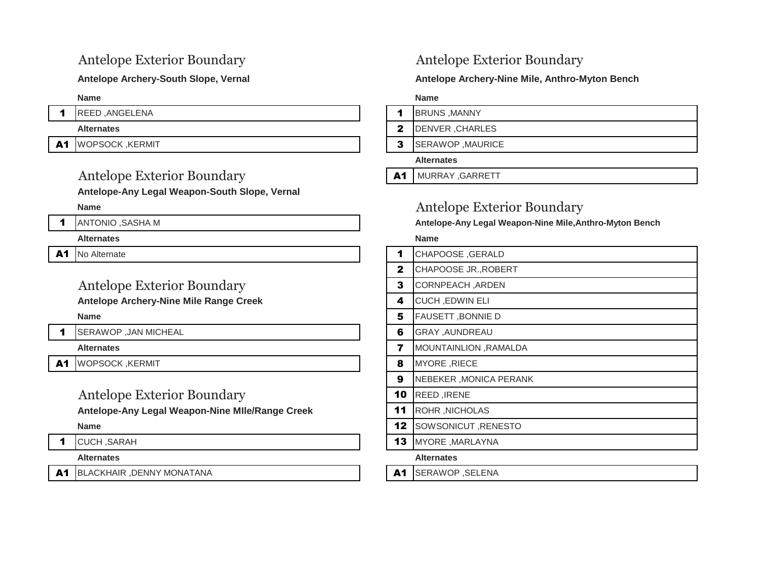## Antelope Exterior Boundary

**Antelope Archery-South Slope, Vernal**

| | Name |
|---|---|
| 1 | REED ,ANGELENA |
| | **Alternates** |
| A1 | WOPSOCK ,KERMIT |

## Antelope Exterior Boundary

**Antelope-Any Legal Weapon-South Slope, Vernal**

| | Name |
|---|---|
| 1 | ANTONIO ,SASHA M |
| | **Alternates** |
| A1 | No Alternate |

## Antelope Exterior Boundary

**Antelope Archery-Nine Mile Range Creek**

| | Name |
|---|---|
| 1 | SERAWOP ,JAN MICHEAL |
| | **Alternates** |
| A1 | WOPSOCK ,KERMIT |

## Antelope Exterior Boundary

**Antelope-Any Legal Weapon-Nine MIle/Range Creek**

| | Name |
|---|---|
| 1 | CUCH ,SARAH |
| | **Alternates** |
| A1 | BLACKHAIR ,DENNY MONATANA |

## Antelope Exterior Boundary

**Antelope Archery-Nine Mile, Anthro-Myton Bench**

| | Name |
|---|---|
| 1 | BRUNS ,MANNY |
| 2 | DENVER ,CHARLES |
| 3 | SERAWOP ,MAURICE |
| | **Alternates** |
| A1 | MURRAY ,GARRETT |

## Antelope Exterior Boundary

**Antelope-Any Legal Weapon-Nine Mile,Anthro-Myton Bench**

| | Name |
|---|---|
| 1 | CHAPOOSE ,GERALD |
| 2 | CHAPOOSE JR.,ROBERT |
| 3 | CORNPEACH ,ARDEN |
| 4 | CUCH ,EDWIN ELI |
| 5 | FAUSETT ,BONNIE D |
| 6 | GRAY ,AUNDREAU |
| 7 | MOUNTAINLION ,RAMALDA |
| 8 | MYORE ,RIECE |
| 9 | NEBEKER ,MONICA PERANK |
| 10 | REED ,IRENE |
| 11 | ROHR ,NICHOLAS |
| 12 | SOWSONICUT ,RENESTO |
| 13 | MYORE ,MARLAYNA |
| | **Alternates** |
| A1 | SERAWOP ,SELENA |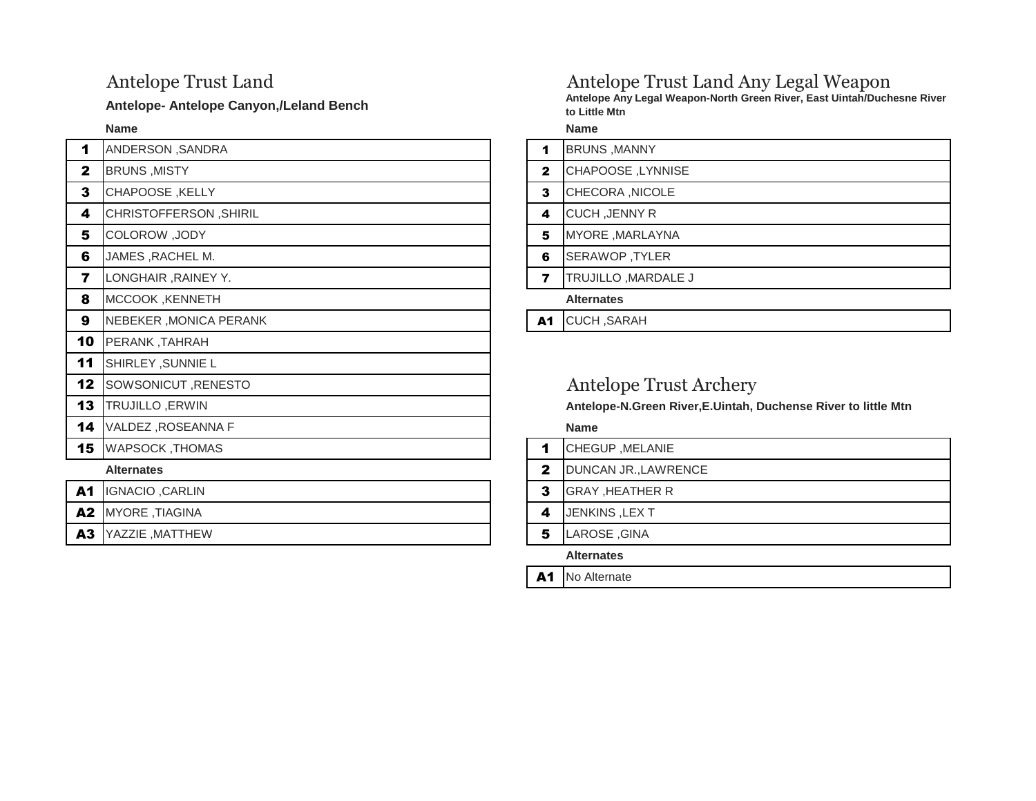## Antelope Trust Land

**Antelope- Antelope Canyon,/Leland Bench**

| | Name |
|---|---|
| 1 | ANDERSON ,SANDRA |
| 2 | BRUNS ,MISTY |
| 3 | CHAPOOSE ,KELLY |
| 4 | CHRISTOFFERSON ,SHIRIL |
| 5 | COLOROW ,JODY |
| 6 | JAMES ,RACHEL M. |
| 7 | LONGHAIR ,RAINEY Y. |
| 8 | MCCOOK ,KENNETH |
| 9 | NEBEKER ,MONICA PERANK |
| 10 | PERANK ,TAHRAH |
| 11 | SHIRLEY ,SUNNIE L |
| 12 | SOWSONICUT ,RENESTO |
| 13 | TRUJILLO ,ERWIN |
| 14 | VALDEZ ,ROSEANNA F |
| 15 | WAPSOCK ,THOMAS |

**Alternates**

| | |
|---|---|
| A1 | IGNACIO ,CARLIN |
| A2 | MYORE ,TIAGINA |
| A3 | YAZZIE ,MATTHEW |

## Antelope Trust Land Any Legal Weapon

**Antelope Any Legal Weapon-North Green River, East Uintah/Duchesne River to Little Mtn**

| | Name |
|---|---|
| 1 | BRUNS ,MANNY |
| 2 | CHAPOOSE ,LYNNISE |
| 3 | CHECORA ,NICOLE |
| 4 | CUCH ,JENNY R |
| 5 | MYORE ,MARLAYNA |
| 6 | SERAWOP ,TYLER |
| 7 | TRUJILLO ,MARDALE J |

**Alternates**

| | |
|---|---|
| A1 | CUCH ,SARAH |

## Antelope Trust Archery

**Antelope-N.Green River,E.Uintah, Duchense River to little Mtn**

| | Name |
|---|---|
| 1 | CHEGUP ,MELANIE |
| 2 | DUNCAN JR.,LAWRENCE |
| 3 | GRAY ,HEATHER R |
| 4 | JENKINS ,LEX T |
| 5 | LAROSE ,GINA |

**Alternates**

| | |
|---|---|
| A1 | No Alternate |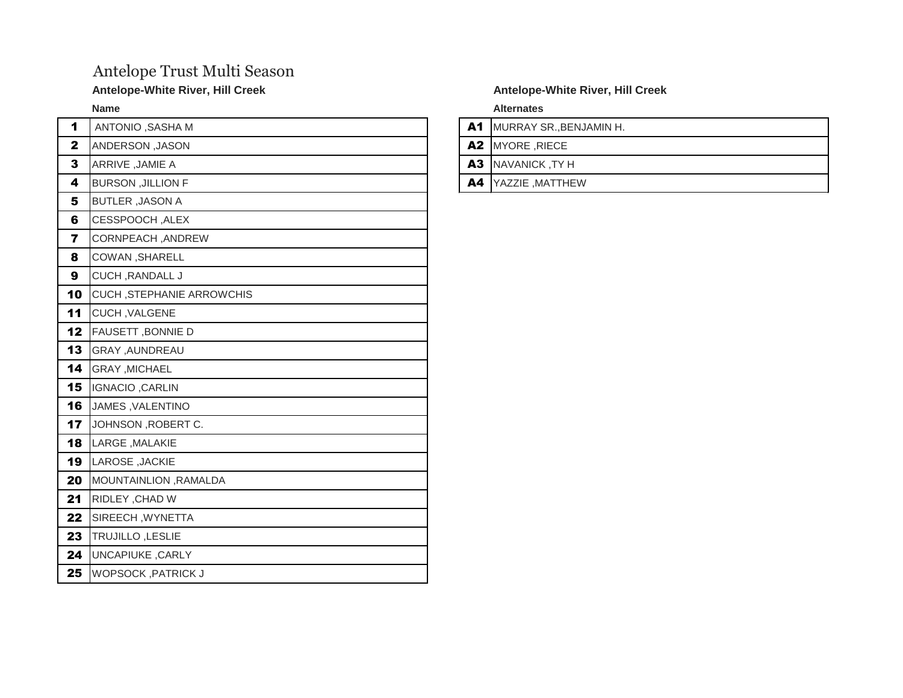# Antelope Trust Multi Season

### Antelope-White River, Hill Creek

| | Name |
|---|---|
| **1** | ANTONIO ,SASHA M |
| **2** | ANDERSON ,JASON |
| **3** | ARRIVE ,JAMIE A |
| **4** | BURSON ,JILLION F |
| **5** | BUTLER ,JASON A |
| **6** | CESSPOOCH ,ALEX |
| **7** | CORNPEACH ,ANDREW |
| **8** | COWAN ,SHARELL |
| **9** | CUCH ,RANDALL J |
| **10** | CUCH ,STEPHANIE ARROWCHIS |
| **11** | CUCH ,VALGENE |
| **12** | FAUSETT ,BONNIE D |
| **13** | GRAY ,AUNDREAU |
| **14** | GRAY ,MICHAEL |
| **15** | IGNACIO ,CARLIN |
| **16** | JAMES ,VALENTINO |
| **17** | JOHNSON ,ROBERT C. |
| **18** | LARGE ,MALAKIE |
| **19** | LAROSE ,JACKIE |
| **20** | MOUNTAINLION ,RAMALDA |
| **21** | RIDLEY ,CHAD W |
| **22** | SIREECH ,WYNETTA |
| **23** | TRUJILLO ,LESLIE |
| **24** | UNCAPIUKE ,CARLY |
| **25** | WOPSOCK ,PATRICK J |

### Antelope-White River, Hill Creek

| | Alternates |
|---|---|
| **A1** | MURRAY SR.,BENJAMIN H. |
| **A2** | MYORE ,RIECE |
| **A3** | NAVANICK ,TY H |
| **A4** | YAZZIE ,MATTHEW |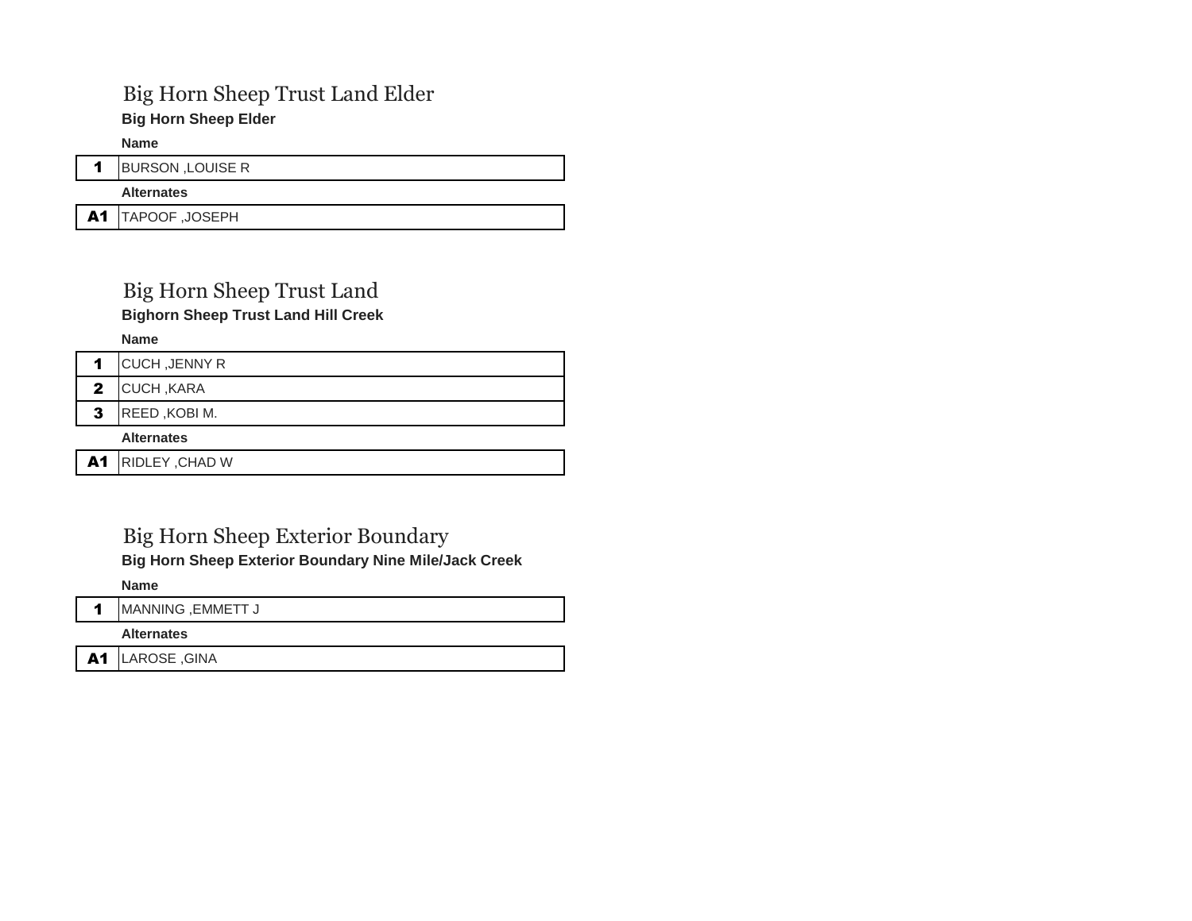## Big Horn Sheep Trust Land Elder

**Big Horn Sheep Elder**

| | Name |
|---|---|
| 1 | BURSON ,LOUISE R |
| | **Alternates** |
| A1 | TAPOOF ,JOSEPH |

## Big Horn Sheep Trust Land

**Bighorn Sheep Trust Land Hill Creek**

| | Name |
|---|---|
| 1 | CUCH ,JENNY R |
| 2 | CUCH ,KARA |
| 3 | REED ,KOBI M. |
| | **Alternates** |
| A1 | RIDLEY ,CHAD W |

## Big Horn Sheep Exterior Boundary

**Big Horn Sheep Exterior Boundary Nine Mile/Jack Creek**

| | Name |
|---|---|
| 1 | MANNING ,EMMETT J |
| | **Alternates** |
| A1 | LAROSE ,GINA |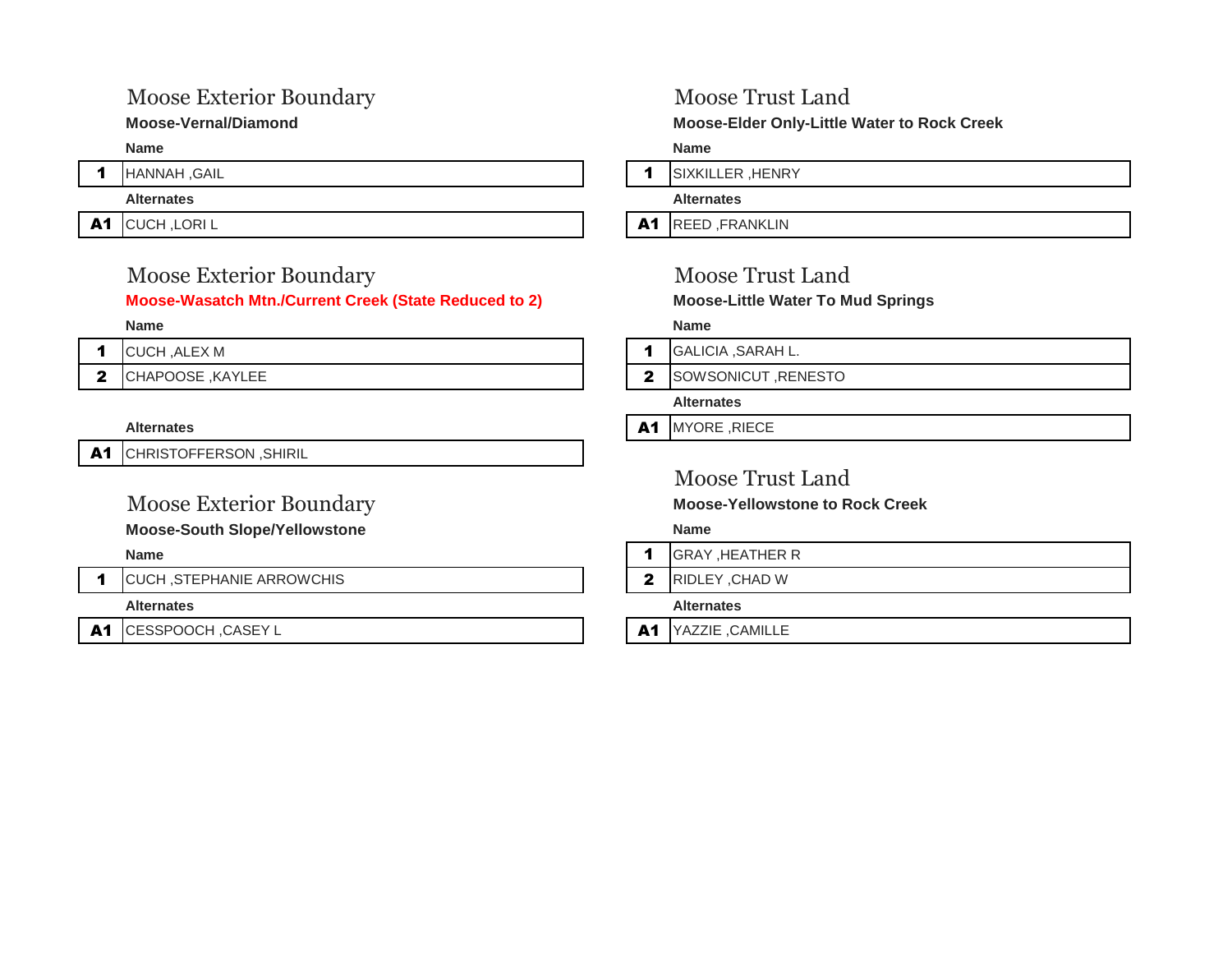## Moose Exterior Boundary

### Moose-Vernal/Diamond

| | Name |
|---|---|
| 1 | HANNAH ,GAIL |

**Alternates**

| | |
|---|---|
| A1 | CUCH ,LORI L |

## Moose Exterior Boundary

### Moose-Wasatch Mtn./Current Creek (State Reduced to 2)

| | Name |
|---|---|
| 1 | CUCH ,ALEX M |
| 2 | CHAPOOSE ,KAYLEE |

**Alternates**

| | |
|---|---|
| A1 | CHRISTOFFERSON ,SHIRIL |

## Moose Exterior Boundary

### Moose-South Slope/Yellowstone

| | Name |
|---|---|
| 1 | CUCH ,STEPHANIE ARROWCHIS |

**Alternates**

| | |
|---|---|
| A1 | CESSPOOCH ,CASEY L |

## Moose Trust Land

### Moose-Elder Only-Little Water to Rock Creek

| | Name |
|---|---|
| 1 | SIXKILLER ,HENRY |

**Alternates**

| | |
|---|---|
| A1 | REED ,FRANKLIN |

## Moose Trust Land

### Moose-Little Water To Mud Springs

| | Name |
|---|---|
| 1 | GALICIA ,SARAH L. |
| 2 | SOWSONICUT ,RENESTO |

**Alternates**

| | |
|---|---|
| A1 | MYORE ,RIECE |

## Moose Trust Land

### Moose-Yellowstone to Rock Creek

| | Name |
|---|---|
| 1 | GRAY ,HEATHER R |
| 2 | RIDLEY ,CHAD W |

**Alternates**

| | |
|---|---|
| A1 | YAZZIE ,CAMILLE |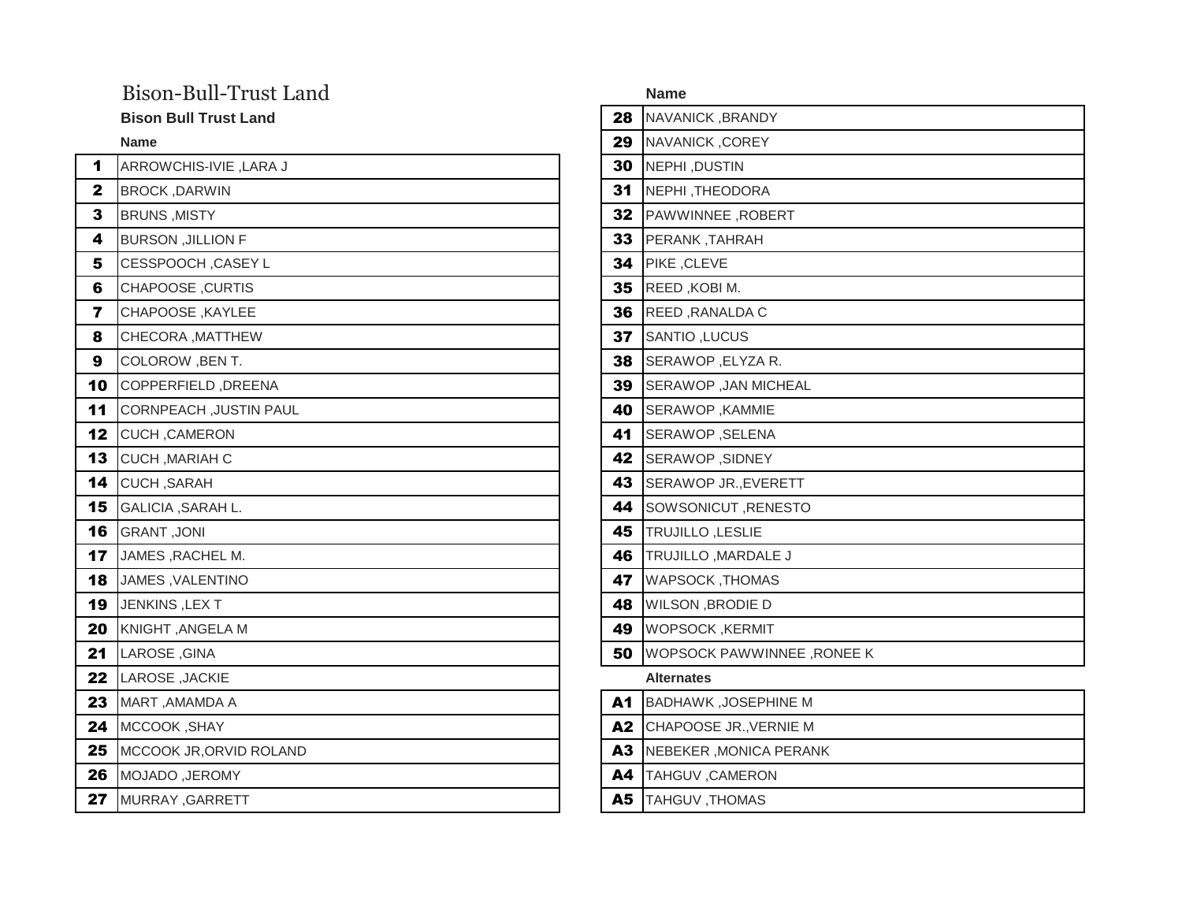# Bison-Bull-Trust Land

**Bison Bull Trust Land**

| | Name |
|---|---|
| 1 | ARROWCHIS-IVIE ,LARA J |
| 2 | BROCK ,DARWIN |
| 3 | BRUNS ,MISTY |
| 4 | BURSON ,JILLION F |
| 5 | CESSPOOCH ,CASEY L |
| 6 | CHAPOOSE ,CURTIS |
| 7 | CHAPOOSE ,KAYLEE |
| 8 | CHECORA ,MATTHEW |
| 9 | COLOROW ,BEN T. |
| 10 | COPPERFIELD ,DREENA |
| 11 | CORNPEACH ,JUSTIN PAUL |
| 12 | CUCH ,CAMERON |
| 13 | CUCH ,MARIAH C |
| 14 | CUCH ,SARAH |
| 15 | GALICIA ,SARAH L. |
| 16 | GRANT ,JONI |
| 17 | JAMES ,RACHEL M. |
| 18 | JAMES ,VALENTINO |
| 19 | JENKINS ,LEX T |
| 20 | KNIGHT ,ANGELA M |
| 21 | LAROSE ,GINA |
| 22 | LAROSE ,JACKIE |
| 23 | MART ,AMAMDA A |
| 24 | MCCOOK ,SHAY |
| 25 | MCCOOK JR,ORVID ROLAND |
| 26 | MOJADO ,JEROMY |
| 27 | MURRAY ,GARRETT |
| 28 | NAVANICK ,BRANDY |
| 29 | NAVANICK ,COREY |
| 30 | NEPHI ,DUSTIN |
| 31 | NEPHI ,THEODORA |
| 32 | PAWWINNEE ,ROBERT |
| 33 | PERANK ,TAHRAH |
| 34 | PIKE ,CLEVE |
| 35 | REED ,KOBI M. |
| 36 | REED ,RANALDA C |
| 37 | SANTIO ,LUCUS |
| 38 | SERAWOP ,ELYZA R. |
| 39 | SERAWOP ,JAN MICHEAL |
| 40 | SERAWOP ,KAMMIE |
| 41 | SERAWOP ,SELENA |
| 42 | SERAWOP ,SIDNEY |
| 43 | SERAWOP JR.,EVERETT |
| 44 | SOWSONICUT ,RENESTO |
| 45 | TRUJILLO ,LESLIE |
| 46 | TRUJILLO ,MARDALE J |
| 47 | WAPSOCK ,THOMAS |
| 48 | WILSON ,BRODIE D |
| 49 | WOPSOCK ,KERMIT |
| 50 | WOPSOCK PAWWINNEE ,RONEE K |

**Alternates**

| | Name |
|---|---|
| A1 | BADHAWK ,JOSEPHINE M |
| A2 | CHAPOOSE JR.,VERNIE M |
| A3 | NEBEKER ,MONICA PERANK |
| A4 | TAHGUV ,CAMERON |
| A5 | TAHGUV ,THOMAS |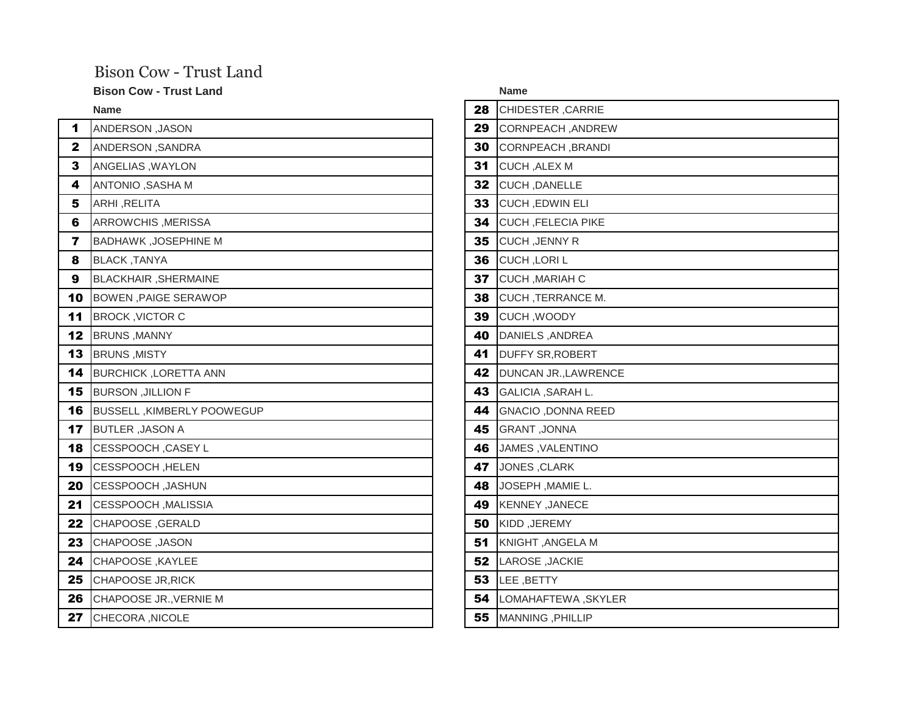# Bison Cow - Trust Land

**Bison Cow - Trust Land**

| | Name |
|---|---|
| **1** | ANDERSON ,JASON |
| **2** | ANDERSON ,SANDRA |
| **3** | ANGELIAS ,WAYLON |
| **4** | ANTONIO ,SASHA M |
| **5** | ARHI ,RELITA |
| **6** | ARROWCHIS ,MERISSA |
| **7** | BADHAWK ,JOSEPHINE M |
| **8** | BLACK ,TANYA |
| **9** | BLACKHAIR ,SHERMAINE |
| **10** | BOWEN ,PAIGE SERAWOP |
| **11** | BROCK ,VICTOR C |
| **12** | BRUNS ,MANNY |
| **13** | BRUNS ,MISTY |
| **14** | BURCHICK ,LORETTA ANN |
| **15** | BURSON ,JILLION F |
| **16** | BUSSELL ,KIMBERLY POOWEGUP |
| **17** | BUTLER ,JASON A |
| **18** | CESSPOOCH ,CASEY L |
| **19** | CESSPOOCH ,HELEN |
| **20** | CESSPOOCH ,JASHUN |
| **21** | CESSPOOCH ,MALISSIA |
| **22** | CHAPOOSE ,GERALD |
| **23** | CHAPOOSE ,JASON |
| **24** | CHAPOOSE ,KAYLEE |
| **25** | CHAPOOSE JR,RICK |
| **26** | CHAPOOSE JR.,VERNIE M |
| **27** | CHECORA ,NICOLE |
| **28** | CHIDESTER ,CARRIE |
| **29** | CORNPEACH ,ANDREW |
| **30** | CORNPEACH ,BRANDI |
| **31** | CUCH ,ALEX M |
| **32** | CUCH ,DANELLE |
| **33** | CUCH ,EDWIN ELI |
| **34** | CUCH ,FELECIA PIKE |
| **35** | CUCH ,JENNY R |
| **36** | CUCH ,LORI L |
| **37** | CUCH ,MARIAH C |
| **38** | CUCH ,TERRANCE M. |
| **39** | CUCH ,WOODY |
| **40** | DANIELS ,ANDREA |
| **41** | DUFFY SR,ROBERT |
| **42** | DUNCAN JR.,LAWRENCE |
| **43** | GALICIA ,SARAH L. |
| **44** | GNACIO ,DONNA REED |
| **45** | GRANT ,JONNA |
| **46** | JAMES ,VALENTINO |
| **47** | JONES ,CLARK |
| **48** | JOSEPH ,MAMIE L. |
| **49** | KENNEY ,JANECE |
| **50** | KIDD ,JEREMY |
| **51** | KNIGHT ,ANGELA M |
| **52** | LAROSE ,JACKIE |
| **53** | LEE ,BETTY |
| **54** | LOMAHAFTEWA ,SKYLER |
| **55** | MANNING ,PHILLIP |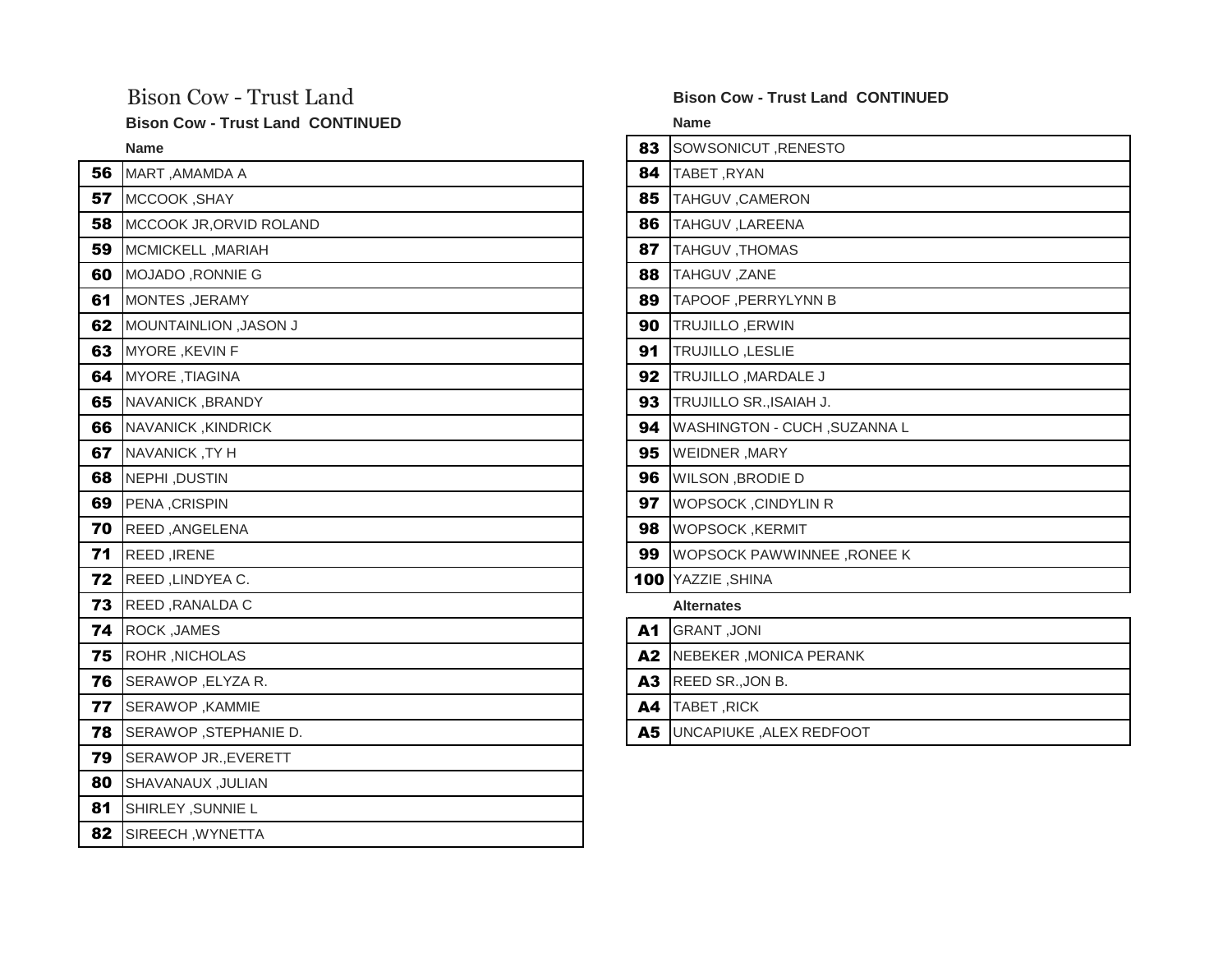# Bison Cow - Trust Land

**Bison Cow - Trust Land CONTINUED**

| | Name |
|---|---|
| **56** | MART ,AMAMDA A |
| **57** | MCCOOK ,SHAY |
| **58** | MCCOOK JR,ORVID ROLAND |
| **59** | MCMICKELL ,MARIAH |
| **60** | MOJADO ,RONNIE G |
| **61** | MONTES ,JERAMY |
| **62** | MOUNTAINLION ,JASON J |
| **63** | MYORE ,KEVIN F |
| **64** | MYORE ,TIAGINA |
| **65** | NAVANICK ,BRANDY |
| **66** | NAVANICK ,KINDRICK |
| **67** | NAVANICK ,TY H |
| **68** | NEPHI ,DUSTIN |
| **69** | PENA ,CRISPIN |
| **70** | REED ,ANGELENA |
| **71** | REED ,IRENE |
| **72** | REED ,LINDYEA C. |
| **73** | REED ,RANALDA C |
| **74** | ROCK ,JAMES |
| **75** | ROHR ,NICHOLAS |
| **76** | SERAWOP ,ELYZA R. |
| **77** | SERAWOP ,KAMMIE |
| **78** | SERAWOP ,STEPHANIE D. |
| **79** | SERAWOP JR.,EVERETT |
| **80** | SHAVANAUX ,JULIAN |
| **81** | SHIRLEY ,SUNNIE L |
| **82** | SIREECH ,WYNETTA |

**Bison Cow - Trust Land CONTINUED**

| | Name |
|---|---|
| **83** | SOWSONICUT ,RENESTO |
| **84** | TABET ,RYAN |
| **85** | TAHGUV ,CAMERON |
| **86** | TAHGUV ,LAREENA |
| **87** | TAHGUV ,THOMAS |
| **88** | TAHGUV ,ZANE |
| **89** | TAPOOF ,PERRYLYNN B |
| **90** | TRUJILLO ,ERWIN |
| **91** | TRUJILLO ,LESLIE |
| **92** | TRUJILLO ,MARDALE J |
| **93** | TRUJILLO SR.,ISAIAH J. |
| **94** | WASHINGTON - CUCH ,SUZANNA L |
| **95** | WEIDNER ,MARY |
| **96** | WILSON ,BRODIE D |
| **97** | WOPSOCK ,CINDYLIN R |
| **98** | WOPSOCK ,KERMIT |
| **99** | WOPSOCK PAWWINNEE ,RONEE K |
| **100** | YAZZIE ,SHINA |

**Alternates**

| | Name |
|---|---|
| **A1** | GRANT ,JONI |
| **A2** | NEBEKER ,MONICA PERANK |
| **A3** | REED SR.,JON B. |
| **A4** | TABET ,RICK |
| **A5** | UNCAPIUKE ,ALEX REDFOOT |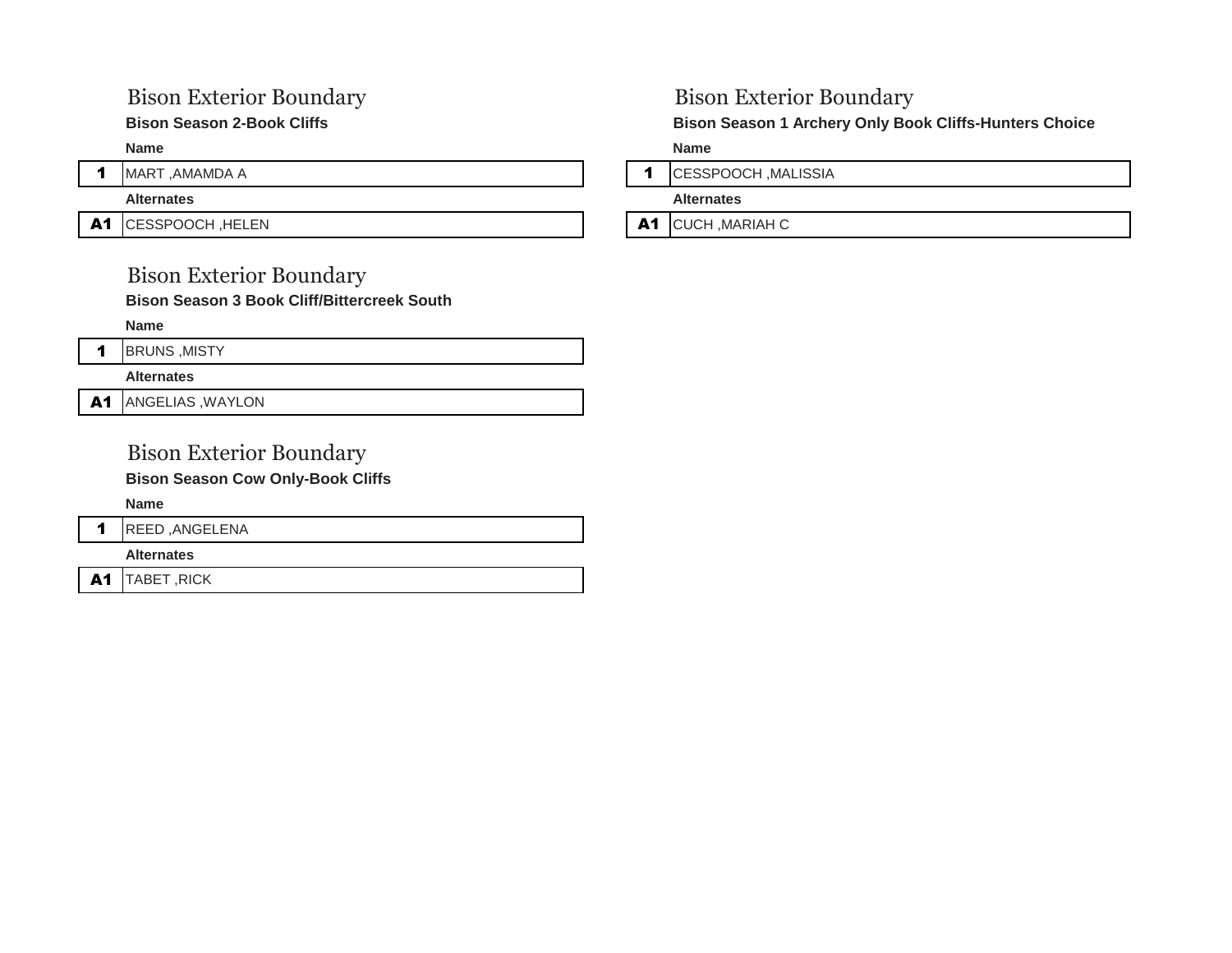## Bison Exterior Boundary

**Bison Season 2-Book Cliffs**

| | Name |
|---|---|
| 1 | MART ,AMAMDA A |
| **Alternates** | |
| A1 | CESSPOOCH ,HELEN |

## Bison Exterior Boundary

**Bison Season 3 Book Cliff/Bittercreek South**

| | Name |
|---|---|
| 1 | BRUNS ,MISTY |
| **Alternates** | |
| A1 | ANGELIAS ,WAYLON |

## Bison Exterior Boundary

**Bison Season Cow Only-Book Cliffs**

| | Name |
|---|---|
| 1 | REED ,ANGELENA |
| **Alternates** | |
| A1 | TABET ,RICK |

## Bison Exterior Boundary

**Bison Season 1 Archery Only Book Cliffs-Hunters Choice**

| | Name |
|---|---|
| 1 | CESSPOOCH ,MALISSIA |
| **Alternates** | |
| A1 | CUCH ,MARIAH C |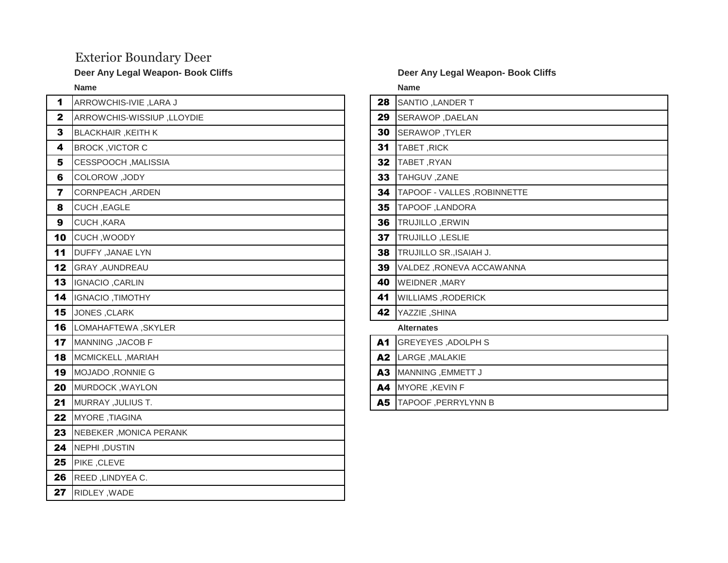# Exterior Boundary Deer

### Deer Any Legal Weapon- Book Cliffs

| | Name |
|---|---|
| 1 | ARROWCHIS-IVIE ,LARA J |
| 2 | ARROWCHIS-WISSIUP ,LLOYDIE |
| 3 | BLACKHAIR ,KEITH K |
| 4 | BROCK ,VICTOR C |
| 5 | CESSPOOCH ,MALISSIA |
| 6 | COLOROW ,JODY |
| 7 | CORNPEACH ,ARDEN |
| 8 | CUCH ,EAGLE |
| 9 | CUCH ,KARA |
| 10 | CUCH ,WOODY |
| 11 | DUFFY ,JANAE LYN |
| 12 | GRAY ,AUNDREAU |
| 13 | IGNACIO ,CARLIN |
| 14 | IGNACIO ,TIMOTHY |
| 15 | JONES ,CLARK |
| 16 | LOMAHAFTEWA ,SKYLER |
| 17 | MANNING ,JACOB F |
| 18 | MCMICKELL ,MARIAH |
| 19 | MOJADO ,RONNIE G |
| 20 | MURDOCK ,WAYLON |
| 21 | MURRAY ,JULIUS T. |
| 22 | MYORE ,TIAGINA |
| 23 | NEBEKER ,MONICA PERANK |
| 24 | NEPHI ,DUSTIN |
| 25 | PIKE ,CLEVE |
| 26 | REED ,LINDYEA C. |
| 27 | RIDLEY ,WADE |

### Deer Any Legal Weapon- Book Cliffs

| | Name |
|---|---|
| 28 | SANTIO ,LANDER T |
| 29 | SERAWOP ,DAELAN |
| 30 | SERAWOP ,TYLER |
| 31 | TABET ,RICK |
| 32 | TABET ,RYAN |
| 33 | TAHGUV ,ZANE |
| 34 | TAPOOF - VALLES ,ROBINNETTE |
| 35 | TAPOOF ,LANDORA |
| 36 | TRUJILLO ,ERWIN |
| 37 | TRUJILLO ,LESLIE |
| 38 | TRUJILLO SR.,ISAIAH J. |
| 39 | VALDEZ ,RONEVA ACCAWANNA |
| 40 | WEIDNER ,MARY |
| 41 | WILLIAMS ,RODERICK |
| 42 | YAZZIE ,SHINA |

**Alternates**

| | Name |
|---|---|
| A1 | GREYEYES ,ADOLPH S |
| A2 | LARGE ,MALAKIE |
| A3 | MANNING ,EMMETT J |
| A4 | MYORE ,KEVIN F |
| A5 | TAPOOF ,PERRYLYNN B |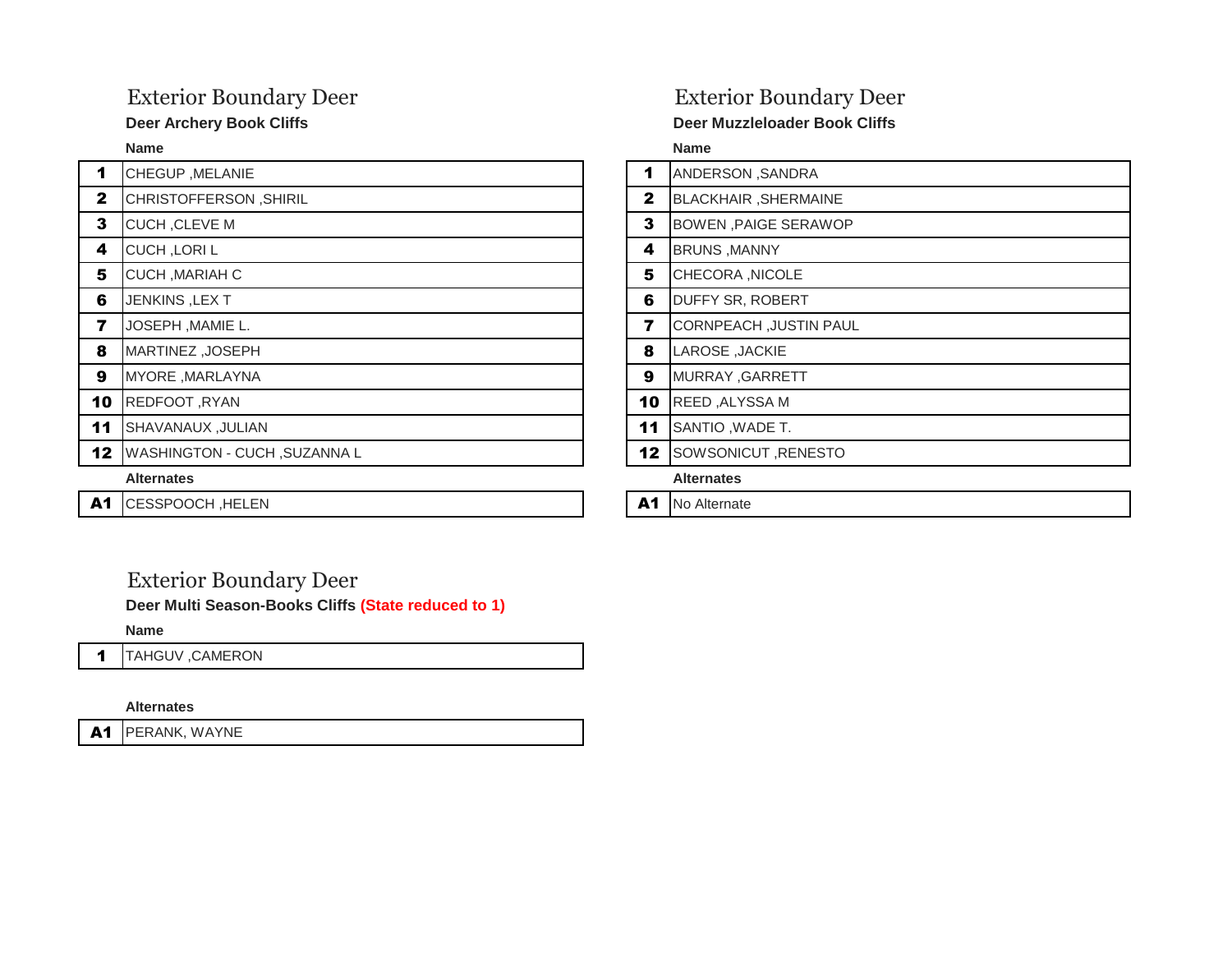## Exterior Boundary Deer

**Deer Archery Book Cliffs**

| | Name |
|---|---|
| **1** | CHEGUP ,MELANIE |
| **2** | CHRISTOFFERSON ,SHIRIL |
| **3** | CUCH ,CLEVE M |
| **4** | CUCH ,LORI L |
| **5** | CUCH ,MARIAH C |
| **6** | JENKINS ,LEX T |
| **7** | JOSEPH ,MAMIE L. |
| **8** | MARTINEZ ,JOSEPH |
| **9** | MYORE ,MARLAYNA |
| **10** | REDFOOT ,RYAN |
| **11** | SHAVANAUX ,JULIAN |
| **12** | WASHINGTON - CUCH ,SUZANNA L |

**Alternates**

| | |
|---|---|
| **A1** | CESSPOOCH ,HELEN |

## Exterior Boundary Deer

**Deer Muzzleloader Book Cliffs**

| | Name |
|---|---|
| **1** | ANDERSON ,SANDRA |
| **2** | BLACKHAIR ,SHERMAINE |
| **3** | BOWEN ,PAIGE SERAWOP |
| **4** | BRUNS ,MANNY |
| **5** | CHECORA ,NICOLE |
| **6** | DUFFY SR, ROBERT |
| **7** | CORNPEACH ,JUSTIN PAUL |
| **8** | LAROSE ,JACKIE |
| **9** | MURRAY ,GARRETT |
| **10** | REED ,ALYSSA M |
| **11** | SANTIO ,WADE T. |
| **12** | SOWSONICUT ,RENESTO |

**Alternates**

| | |
|---|---|
| **A1** | No Alternate |

## Exterior Boundary Deer

**Deer Multi Season-Books Cliffs (State reduced to 1)**

| | Name |
|---|---|
| **1** | TAHGUV ,CAMERON |

**Alternates**

| | |
|---|---|
| **A1** | PERANK, WAYNE |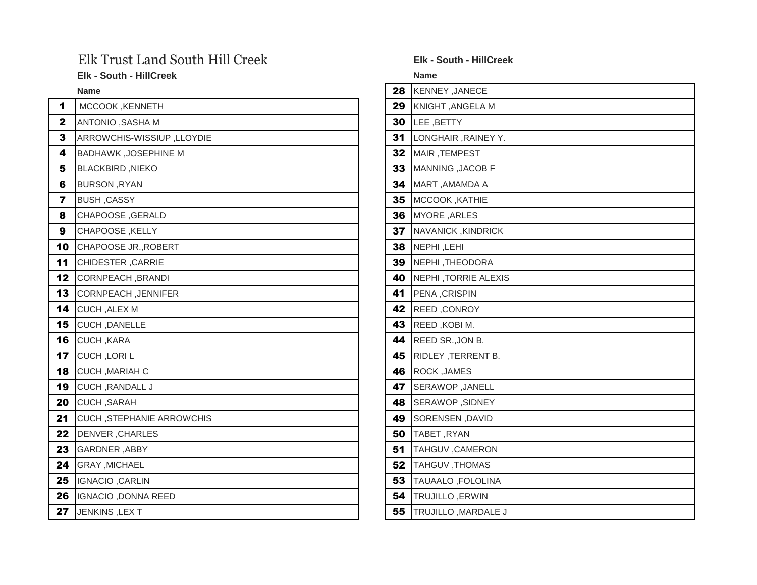# Elk Trust Land South Hill Creek

**Elk - South - HillCreek**

| | Name |
|---|---|
| **1** | MCCOOK ,KENNETH |
| **2** | ANTONIO ,SASHA M |
| **3** | ARROWCHIS-WISSIUP ,LLOYDIE |
| **4** | BADHAWK ,JOSEPHINE M |
| **5** | BLACKBIRD ,NIEKO |
| **6** | BURSON ,RYAN |
| **7** | BUSH ,CASSY |
| **8** | CHAPOOSE ,GERALD |
| **9** | CHAPOOSE ,KELLY |
| **10** | CHAPOOSE JR.,ROBERT |
| **11** | CHIDESTER ,CARRIE |
| **12** | CORNPEACH ,BRANDI |
| **13** | CORNPEACH ,JENNIFER |
| **14** | CUCH ,ALEX M |
| **15** | CUCH ,DANELLE |
| **16** | CUCH ,KARA |
| **17** | CUCH ,LORI L |
| **18** | CUCH ,MARIAH C |
| **19** | CUCH ,RANDALL J |
| **20** | CUCH ,SARAH |
| **21** | CUCH ,STEPHANIE ARROWCHIS |
| **22** | DENVER ,CHARLES |
| **23** | GARDNER ,ABBY |
| **24** | GRAY ,MICHAEL |
| **25** | IGNACIO ,CARLIN |
| **26** | IGNACIO ,DONNA REED |
| **27** | JENKINS ,LEX T |

**Elk - South - HillCreek**

| | Name |
|---|---|
| **28** | KENNEY ,JANECE |
| **29** | KNIGHT ,ANGELA M |
| **30** | LEE ,BETTY |
| **31** | LONGHAIR ,RAINEY Y. |
| **32** | MAIR ,TEMPEST |
| **33** | MANNING ,JACOB F |
| **34** | MART ,AMAMDA A |
| **35** | MCCOOK ,KATHIE |
| **36** | MYORE ,ARLES |
| **37** | NAVANICK ,KINDRICK |
| **38** | NEPHI ,LEHI |
| **39** | NEPHI ,THEODORA |
| **40** | NEPHI ,TORRIE ALEXIS |
| **41** | PENA ,CRISPIN |
| **42** | REED ,CONROY |
| **43** | REED ,KOBI M. |
| **44** | REED SR.,JON B. |
| **45** | RIDLEY ,TERRENT B. |
| **46** | ROCK ,JAMES |
| **47** | SERAWOP ,JANELL |
| **48** | SERAWOP ,SIDNEY |
| **49** | SORENSEN ,DAVID |
| **50** | TABET ,RYAN |
| **51** | TAHGUV ,CAMERON |
| **52** | TAHGUV ,THOMAS |
| **53** | TAUAALO ,FOLOLINA |
| **54** | TRUJILLO ,ERWIN |
| **55** | TRUJILLO ,MARDALE J |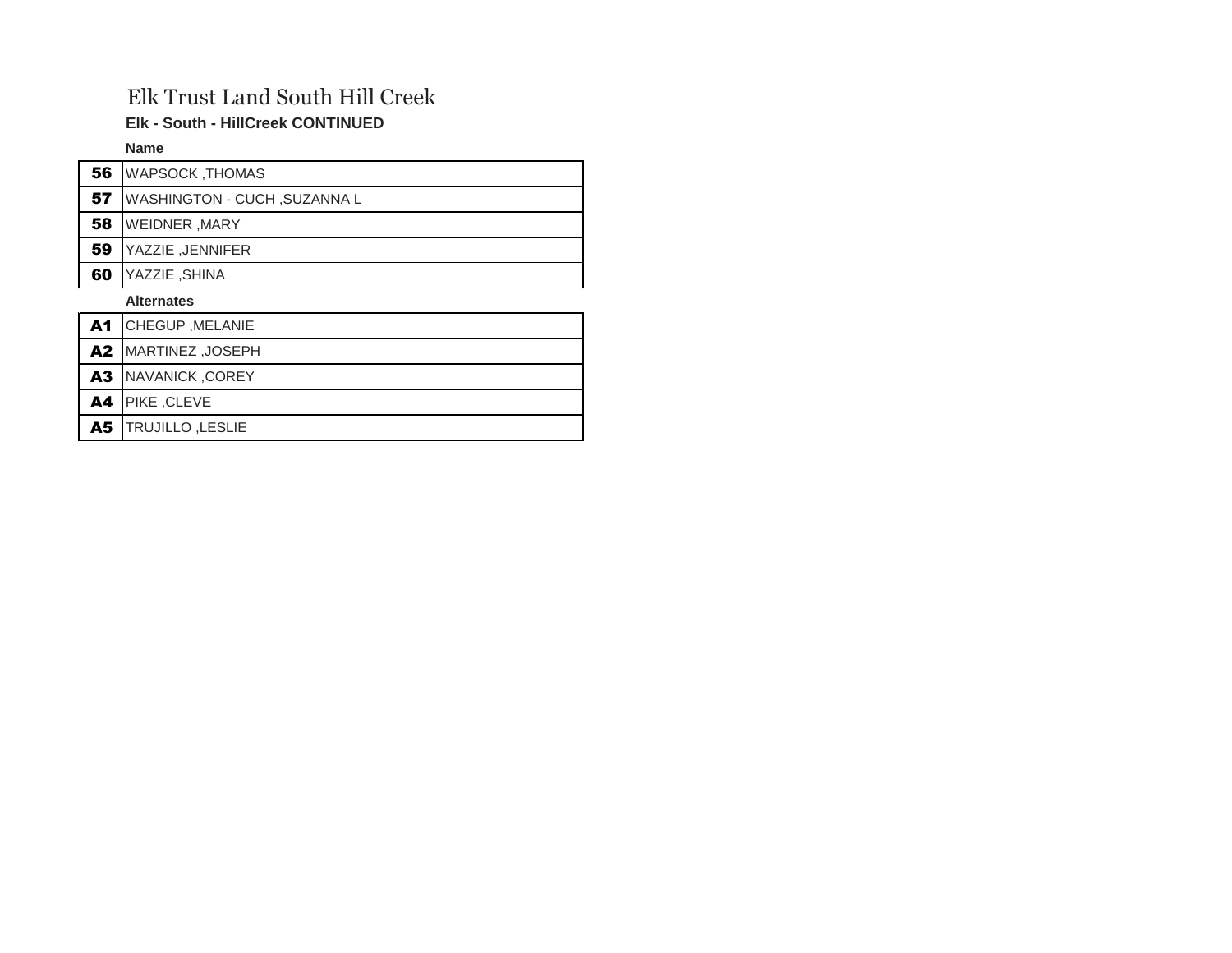# Elk Trust Land South Hill Creek

**Elk - South - HillCreek CONTINUED**

| | Name |
|---|---|
| **56** | WAPSOCK ,THOMAS |
| **57** | WASHINGTON - CUCH ,SUZANNA L |
| **58** | WEIDNER ,MARY |
| **59** | YAZZIE ,JENNIFER |
| **60** | YAZZIE ,SHINA |

| | Alternates |
|---|---|
| **A1** | CHEGUP ,MELANIE |
| **A2** | MARTINEZ ,JOSEPH |
| **A3** | NAVANICK ,COREY |
| **A4** | PIKE ,CLEVE |
| **A5** | TRUJILLO ,LESLIE |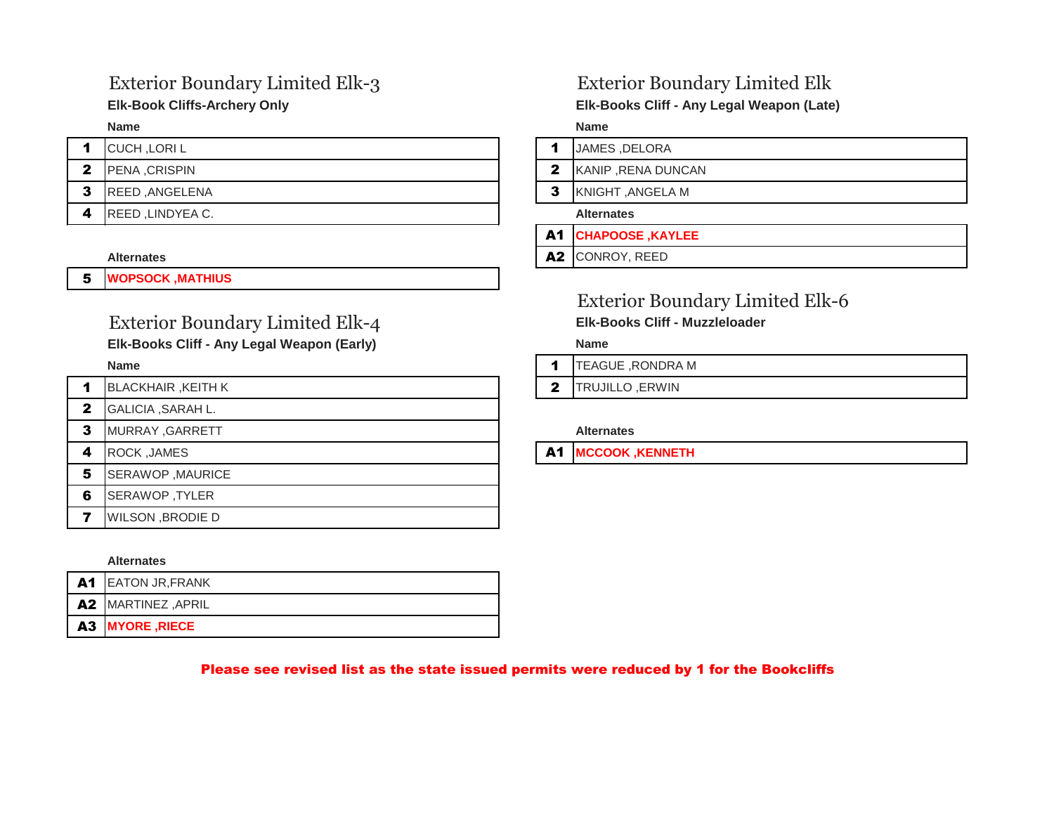## Exterior Boundary Limited Elk-3

**Elk-Book Cliffs-Archery Only**

| | Name |
|---|---|
| **1** | CUCH ,LORI L |
| **2** | PENA ,CRISPIN |
| **3** | REED ,ANGELENA |
| **4** | REED ,LINDYEA C. |

**Alternates**

| | |
|---|---|
| **5** | **WOPSOCK ,MATHIUS** |

## Exterior Boundary Limited Elk-4

**Elk-Books Cliff - Any Legal Weapon (Early)**

| | Name |
|---|---|
| **1** | BLACKHAIR ,KEITH K |
| **2** | GALICIA ,SARAH L. |
| **3** | MURRAY ,GARRETT |
| **4** | ROCK ,JAMES |
| **5** | SERAWOP ,MAURICE |
| **6** | SERAWOP ,TYLER |
| **7** | WILSON ,BRODIE D |

**Alternates**

| | |
|---|---|
| **A1** | EATON JR,FRANK |
| **A2** | MARTINEZ ,APRIL |
| **A3** | **MYORE ,RIECE** |

## Exterior Boundary Limited Elk

**Elk-Books Cliff - Any Legal Weapon (Late)**

| | Name |
|---|---|
| **1** | JAMES ,DELORA |
| **2** | KANIP ,RENA DUNCAN |
| **3** | KNIGHT ,ANGELA M |

**Alternates**

| | |
|---|---|
| **A1** | **CHAPOOSE ,KAYLEE** |
| **A2** | CONROY, REED |

## Exterior Boundary Limited Elk-6

**Elk-Books Cliff - Muzzleloader**

| | Name |
|---|---|
| **1** | TEAGUE ,RONDRA M |
| **2** | TRUJILLO ,ERWIN |

**Alternates**

| | |
|---|---|
| **A1** | **MCCOOK ,KENNETH** |

**Please see revised list as the state issued permits were reduced by 1 for the Bookcliffs**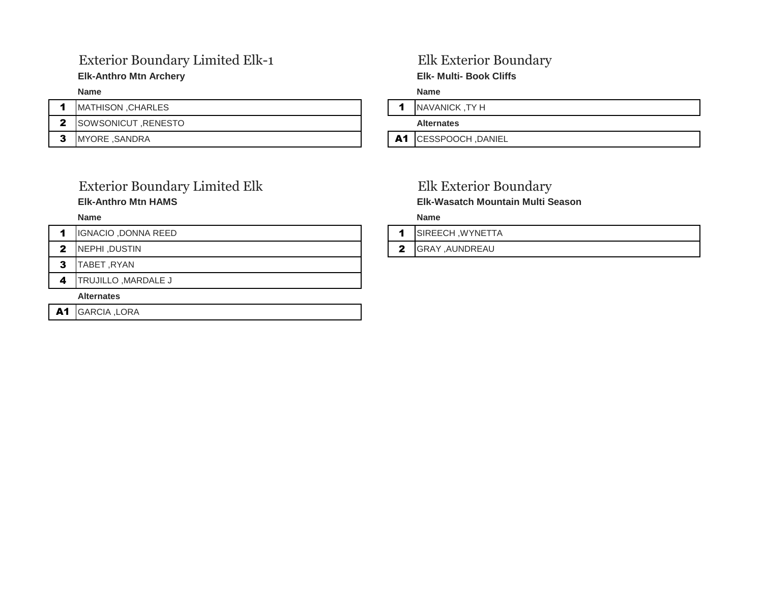## Exterior Boundary Limited Elk-1

**Elk-Anthro Mtn Archery**

| | Name |
|---|---|
| **1** | MATHISON ,CHARLES |
| **2** | SOWSONICUT ,RENESTO |
| **3** | MYORE ,SANDRA |

## Exterior Boundary Limited Elk

**Elk-Anthro Mtn HAMS**

| | Name |
|---|---|
| **1** | IGNACIO ,DONNA REED |
| **2** | NEPHI ,DUSTIN |
| **3** | TABET ,RYAN |
| **4** | TRUJILLO ,MARDALE J |

**Alternates**

| | |
|---|---|
| **A1** | GARCIA ,LORA |

## Elk Exterior Boundary

**Elk- Multi- Book Cliffs**

| | Name |
|---|---|
| **1** | NAVANICK ,TY H |

**Alternates**

| | |
|---|---|
| **A1** | CESSPOOCH ,DANIEL |

## Elk Exterior Boundary

**Elk-Wasatch Mountain Multi Season**

| | Name |
|---|---|
| **1** | SIREECH ,WYNETTA |
| **2** | GRAY ,AUNDREAU |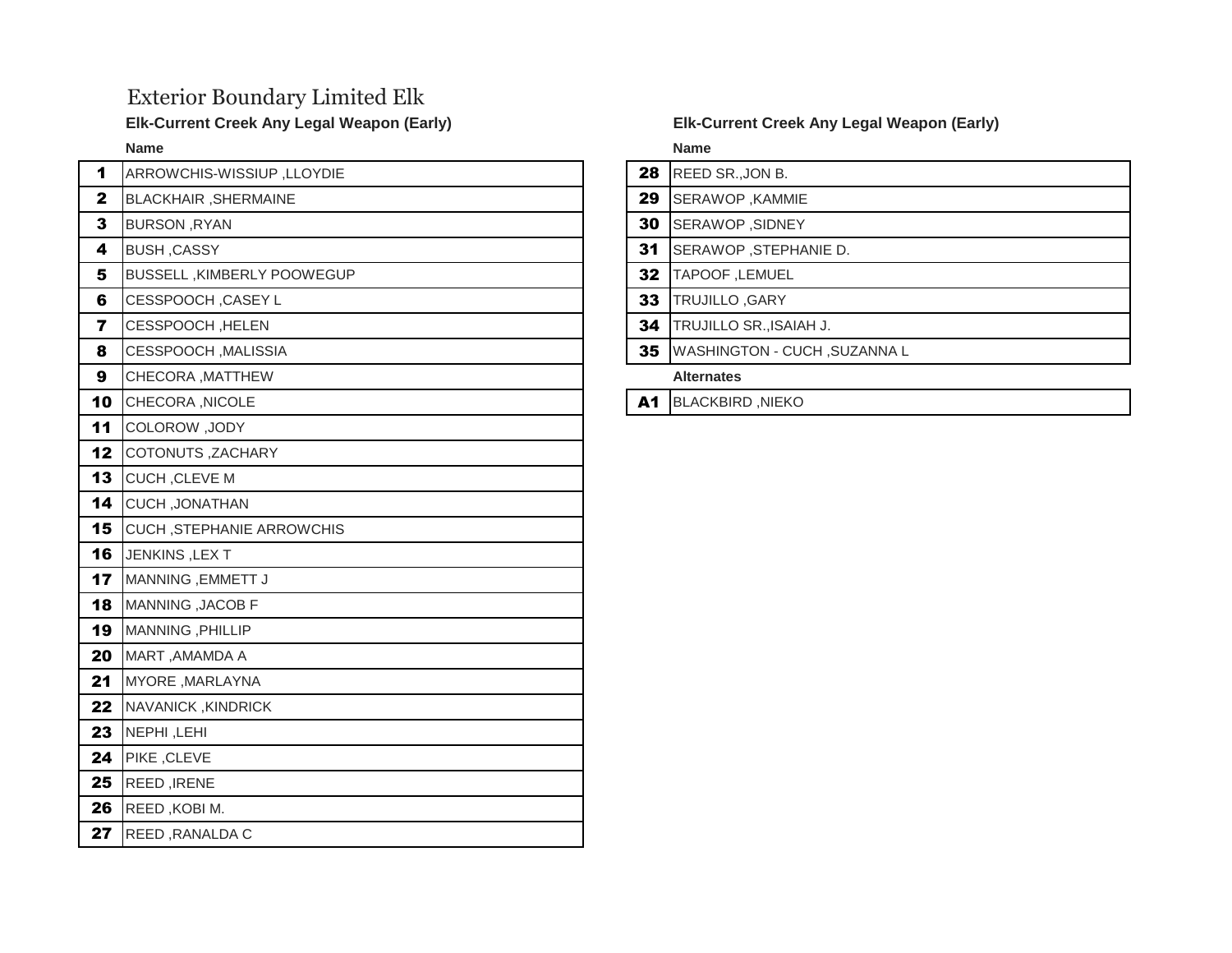# Exterior Boundary Limited Elk

**Elk-Current Creek Any Legal Weapon (Early)**

| | Name |
|---|---|
| **1** | ARROWCHIS-WISSIUP ,LLOYDIE |
| **2** | BLACKHAIR ,SHERMAINE |
| **3** | BURSON ,RYAN |
| **4** | BUSH ,CASSY |
| **5** | BUSSELL ,KIMBERLY POOWEGUP |
| **6** | CESSPOOCH ,CASEY L |
| **7** | CESSPOOCH ,HELEN |
| **8** | CESSPOOCH ,MALISSIA |
| **9** | CHECORA ,MATTHEW |
| **10** | CHECORA ,NICOLE |
| **11** | COLOROW ,JODY |
| **12** | COTONUTS ,ZACHARY |
| **13** | CUCH ,CLEVE M |
| **14** | CUCH ,JONATHAN |
| **15** | CUCH ,STEPHANIE ARROWCHIS |
| **16** | JENKINS ,LEX T |
| **17** | MANNING ,EMMETT J |
| **18** | MANNING ,JACOB F |
| **19** | MANNING ,PHILLIP |
| **20** | MART ,AMAMDA A |
| **21** | MYORE ,MARLAYNA |
| **22** | NAVANICK ,KINDRICK |
| **23** | NEPHI ,LEHI |
| **24** | PIKE ,CLEVE |
| **25** | REED ,IRENE |
| **26** | REED ,KOBI M. |
| **27** | REED ,RANALDA C |
| **28** | REED SR.,JON B. |
| **29** | SERAWOP ,KAMMIE |
| **30** | SERAWOP ,SIDNEY |
| **31** | SERAWOP ,STEPHANIE D. |
| **32** | TAPOOF ,LEMUEL |
| **33** | TRUJILLO ,GARY |
| **34** | TRUJILLO SR.,ISAIAH J. |
| **35** | WASHINGTON - CUCH ,SUZANNA L |

**Alternates**

| | Name |
|---|---|
| **A1** | BLACKBIRD ,NIEKO |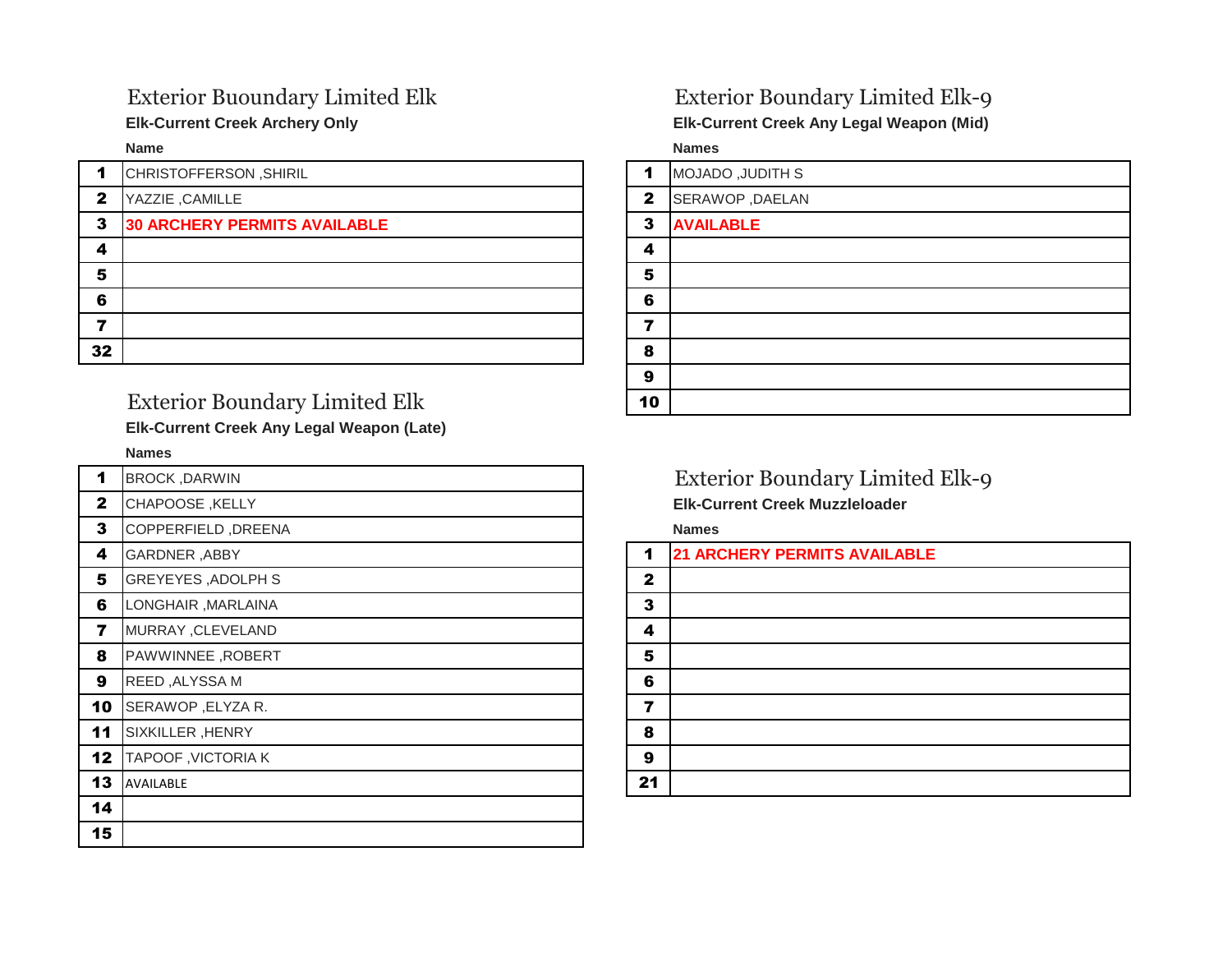## Exterior Buoundary Limited Elk

**Elk-Current Creek Archery Only**

| # | Name |
|---|---|
| 1 | CHRISTOFFERSON ,SHIRIL |
| 2 | YAZZIE ,CAMILLE |
| 3 | **30 ARCHERY PERMITS AVAILABLE** |
| 4 | |
| 5 | |
| 6 | |
| 7 | |
| 32 | |

## Exterior Boundary Limited Elk

**Elk-Current Creek Any Legal Weapon (Late)**

| # | Names |
|---|---|
| 1 | BROCK ,DARWIN |
| 2 | CHAPOOSE ,KELLY |
| 3 | COPPERFIELD ,DREENA |
| 4 | GARDNER ,ABBY |
| 5 | GREYEYES ,ADOLPH S |
| 6 | LONGHAIR ,MARLAINA |
| 7 | MURRAY ,CLEVELAND |
| 8 | PAWWINNEE ,ROBERT |
| 9 | REED ,ALYSSA M |
| 10 | SERAWOP ,ELYZA R. |
| 11 | SIXKILLER ,HENRY |
| 12 | TAPOOF ,VICTORIA K |
| 13 | AVAILABLE |
| 14 | |
| 15 | |

## Exterior Boundary Limited Elk-9

**Elk-Current Creek Any Legal Weapon (Mid)**

| # | Names |
|---|---|
| 1 | MOJADO ,JUDITH S |
| 2 | SERAWOP ,DAELAN |
| 3 | **AVAILABLE** |
| 4 | |
| 5 | |
| 6 | |
| 7 | |
| 8 | |
| 9 | |
| 10 | |

## Exterior Boundary Limited Elk-9

**Elk-Current Creek Muzzleloader**

| # | Names |
|---|---|
| 1 | **21 ARCHERY PERMITS AVAILABLE** |
| 2 | |
| 3 | |
| 4 | |
| 5 | |
| 6 | |
| 7 | |
| 8 | |
| 9 | |
| 21 | |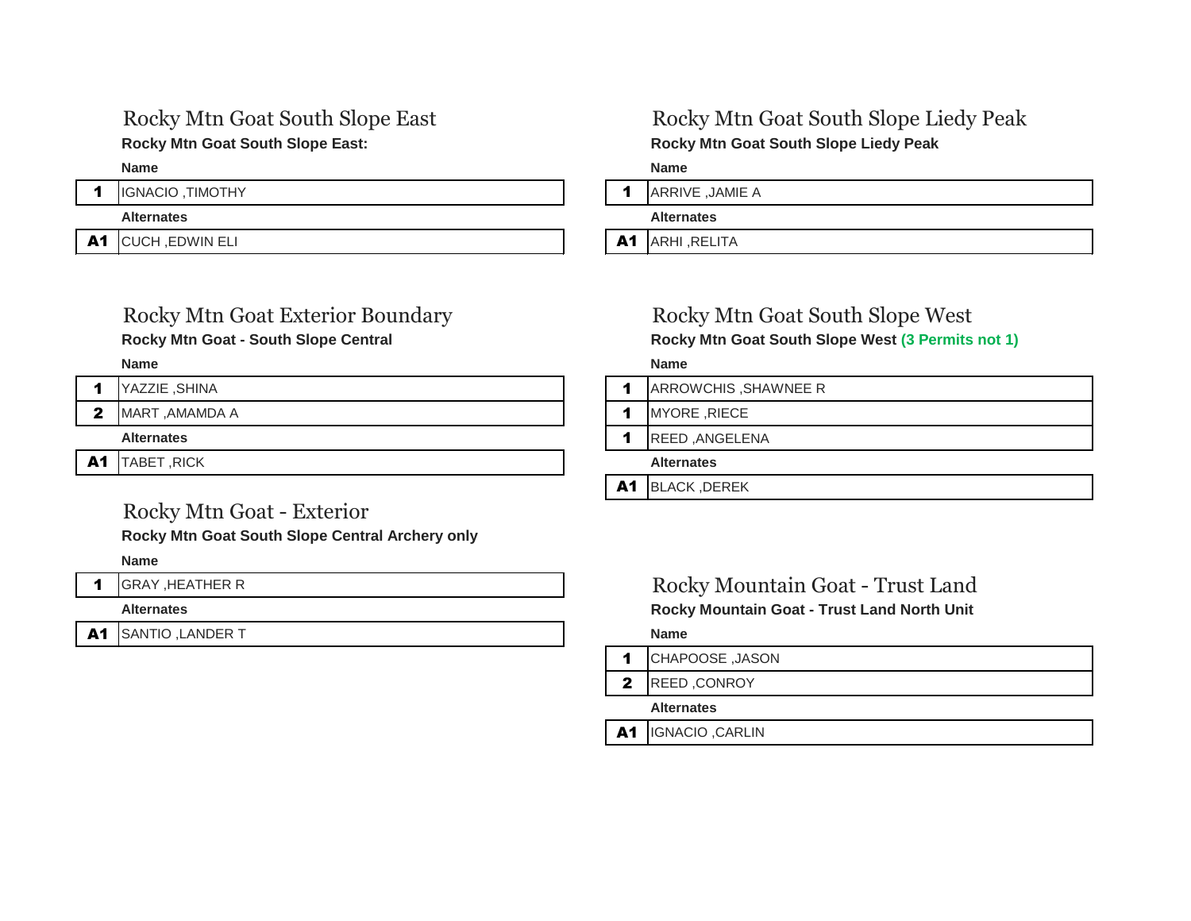## Rocky Mtn Goat South Slope East

**Rocky Mtn Goat South Slope East:**

| | Name |
|---|---|
| 1 | IGNACIO ,TIMOTHY |
| | **Alternates** |
| A1 | CUCH ,EDWIN ELI |

## Rocky Mtn Goat Exterior Boundary

**Rocky Mtn Goat - South Slope Central**

| | Name |
|---|---|
| 1 | YAZZIE ,SHINA |
| 2 | MART ,AMAMDA A |
| | **Alternates** |
| A1 | TABET ,RICK |

## Rocky Mtn Goat - Exterior

**Rocky Mtn Goat South Slope Central Archery only**

| | Name |
|---|---|
| 1 | GRAY ,HEATHER R |
| | **Alternates** |
| A1 | SANTIO ,LANDER T |

## Rocky Mtn Goat South Slope Liedy Peak

**Rocky Mtn Goat South Slope Liedy Peak**

| | Name |
|---|---|
| 1 | ARRIVE ,JAMIE A |
| | **Alternates** |
| A1 | ARHI ,RELITA |

## Rocky Mtn Goat South Slope West

**Rocky Mtn Goat South Slope West (3 Permits not 1)**

| | Name |
|---|---|
| 1 | ARROWCHIS ,SHAWNEE R |
| 1 | MYORE ,RIECE |
| 1 | REED ,ANGELENA |
| | **Alternates** |
| A1 | BLACK ,DEREK |

## Rocky Mountain Goat - Trust Land

**Rocky Mountain Goat - Trust Land North Unit**

| | Name |
|---|---|
| 1 | CHAPOOSE ,JASON |
| 2 | REED ,CONROY |
| | **Alternates** |
| A1 | IGNACIO ,CARLIN |